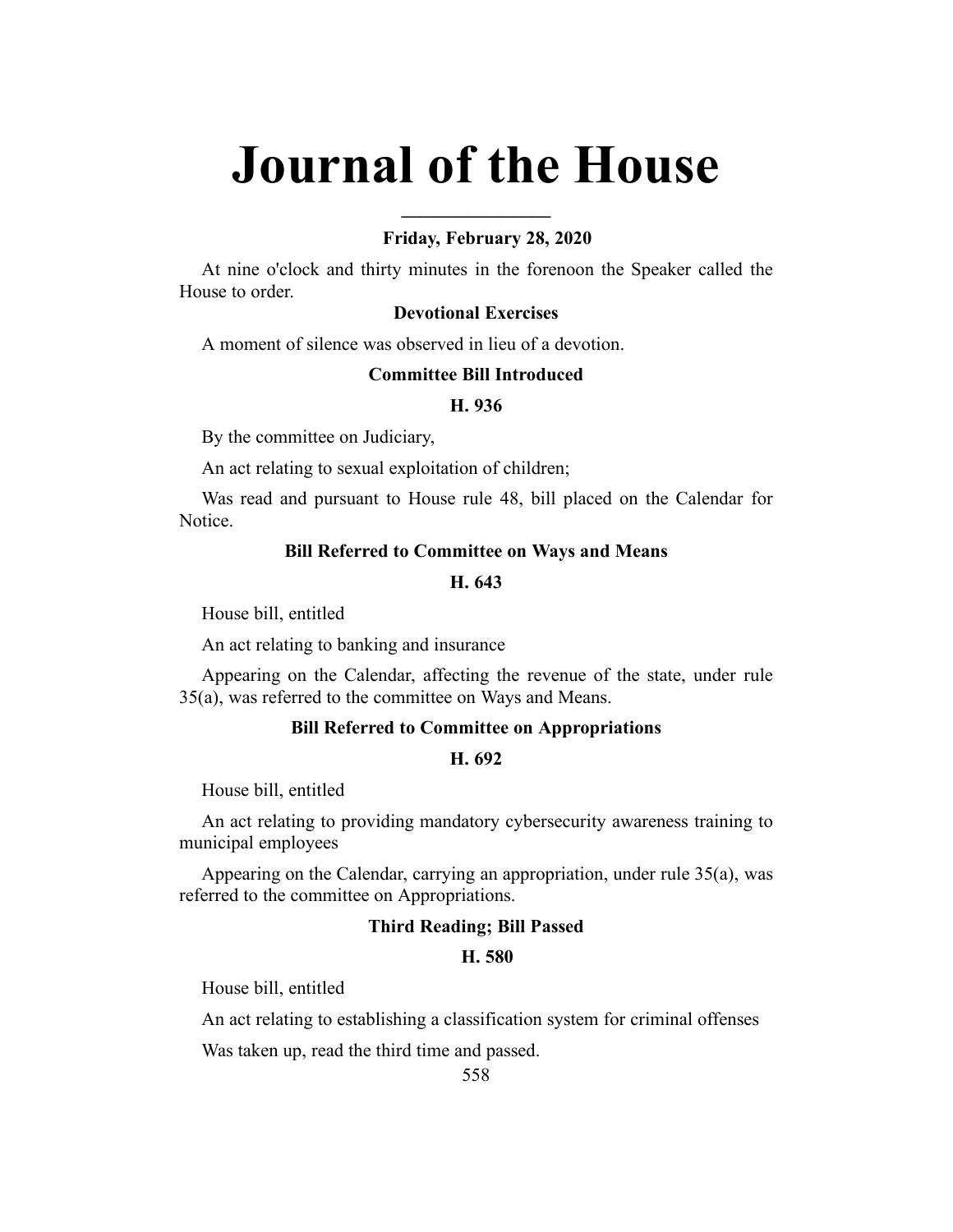# Journal of the House

---

### Friday, February 28, 2020

At nine o'clock and thirty minutes in the forenoon the Speaker called the House to order.

### Devotional Exercises

A moment of silence was observed in lieu of a devotion.

### Committee Bill Introduced

### H. 936

By the committee on Judiciary,

An act relating to sexual exploitation of children;

Was read and pursuant to House rule 48, bill placed on the Calendar for Notice.

### Bill Referred to Committee on Ways and Means

### H. 643

House bill, entitled

An act relating to banking and insurance

Appearing on the Calendar, affecting the revenue of the state, under rule 35(a), was referred to the committee on Ways and Means.

### Bill Referred to Committee on Appropriations

### H. 692

House bill, entitled

An act relating to providing mandatory cybersecurity awareness training to municipal employees

Appearing on the Calendar, carrying an appropriation, under rule 35(a), was referred to the committee on Appropriations.

### Third Reading; Bill Passed

### H. 580

House bill, entitled

An act relating to establishing a classification system for criminal offenses

Was taken up, read the third time and passed.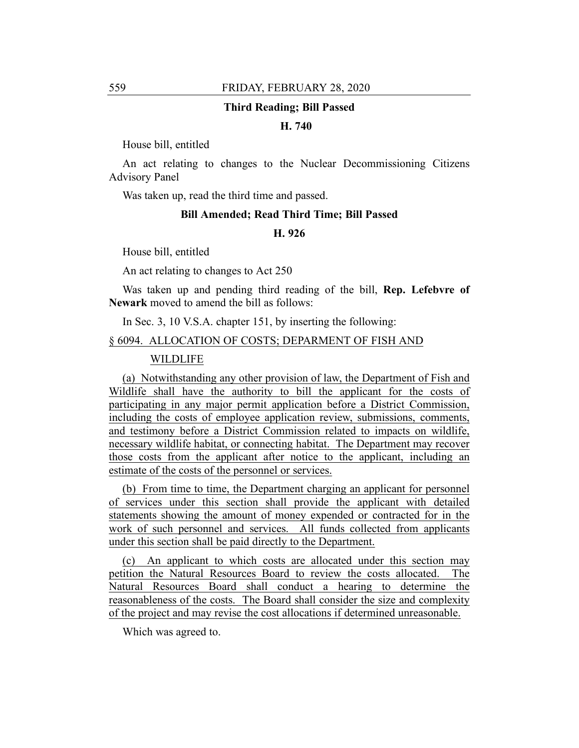### Third Reading; Bill Passed

### H. 740

House bill, entitled

An act relating to changes to the Nuclear Decommissioning Citizens Advisory Panel

Was taken up, read the third time and passed.

### Bill Amended; Read Third Time; Bill Passed

### H. 926

House bill, entitled

An act relating to changes to Act 250

Was taken up and pending third reading of the bill, **Rep. Lefebvre of Newark** moved to amend the bill as follows:

In Sec. 3, 10 V.S.A. chapter 151, by inserting the following:

§ 6094. ALLOCATION OF COSTS; DEPARMENT OF FISH AND WILDLIFE

(a) Notwithstanding any other provision of law, the Department of Fish and Wildlife shall have the authority to bill the applicant for the costs of participating in any major permit application before a District Commission, including the costs of employee application review, submissions, comments, and testimony before a District Commission related to impacts on wildlife, necessary wildlife habitat, or connecting habitat. The Department may recover those costs from the applicant after notice to the applicant, including an estimate of the costs of the personnel or services.

(b) From time to time, the Department charging an applicant for personnel of services under this section shall provide the applicant with detailed statements showing the amount of money expended or contracted for in the work of such personnel and services. All funds collected from applicants under this section shall be paid directly to the Department.

(c) An applicant to which costs are allocated under this section may petition the Natural Resources Board to review the costs allocated. The Natural Resources Board shall conduct a hearing to determine the reasonableness of the costs. The Board shall consider the size and complexity of the project and may revise the cost allocations if determined unreasonable.

Which was agreed to.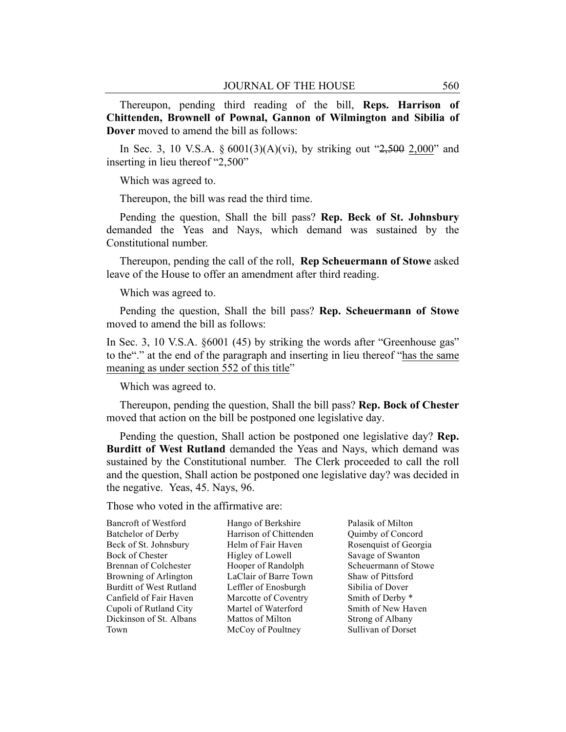Thereupon, pending third reading of the bill, **Reps. Harrison of Chittenden, Brownell of Pownal, Gannon of Wilmington and Sibilia of Dover** moved to amend the bill as follows:

In Sec. 3, 10 V.S.A. § 6001(3)(A)(vi), by striking out "~~2,500~~ <u>2,000</u>" and inserting in lieu thereof "2,500"

Which was agreed to.

Thereupon, the bill was read the third time.

Pending the question, Shall the bill pass? **Rep. Beck of St. Johnsbury** demanded the Yeas and Nays, which demand was sustained by the Constitutional number.

Thereupon, pending the call of the roll, **Rep Scheuermann of Stowe** asked leave of the House to offer an amendment after third reading.

Which was agreed to.

Pending the question, Shall the bill pass? **Rep. Scheuermann of Stowe** moved to amend the bill as follows:

In Sec. 3, 10 V.S.A. §6001 (45) by striking the words after "Greenhouse gas" to the"." at the end of the paragraph and inserting in lieu thereof "<u>has the same meaning as under section 552 of this title</u>"

Which was agreed to.

Thereupon, pending the question, Shall the bill pass? **Rep. Bock of Chester** moved that action on the bill be postponed one legislative day.

Pending the question, Shall action be postponed one legislative day? **Rep. Burditt of West Rutland** demanded the Yeas and Nays, which demand was sustained by the Constitutional number. The Clerk proceeded to call the roll and the question, Shall action be postponed one legislative day? was decided in the negative. Yeas, 45. Nays, 96.

Those who voted in the affirmative are:

Bancroft of Westford
Batchelor of Derby
Beck of St. Johnsbury
Bock of Chester
Brennan of Colchester
Browning of Arlington
Burditt of West Rutland
Canfield of Fair Haven
Cupoli of Rutland City
Dickinson of St. Albans Town
Hango of Berkshire
Harrison of Chittenden
Helm of Fair Haven
Higley of Lowell
Hooper of Randolph
LaClair of Barre Town
Leffler of Enosburgh
Marcotte of Coventry
Martel of Waterford
Mattos of Milton
McCoy of Poultney
Palasik of Milton
Quimby of Concord
Rosenquist of Georgia
Savage of Swanton
Scheuermann of Stowe
Shaw of Pittsford
Sibilia of Dover
Smith of Derby *
Smith of New Haven
Strong of Albany
Sullivan of Dorset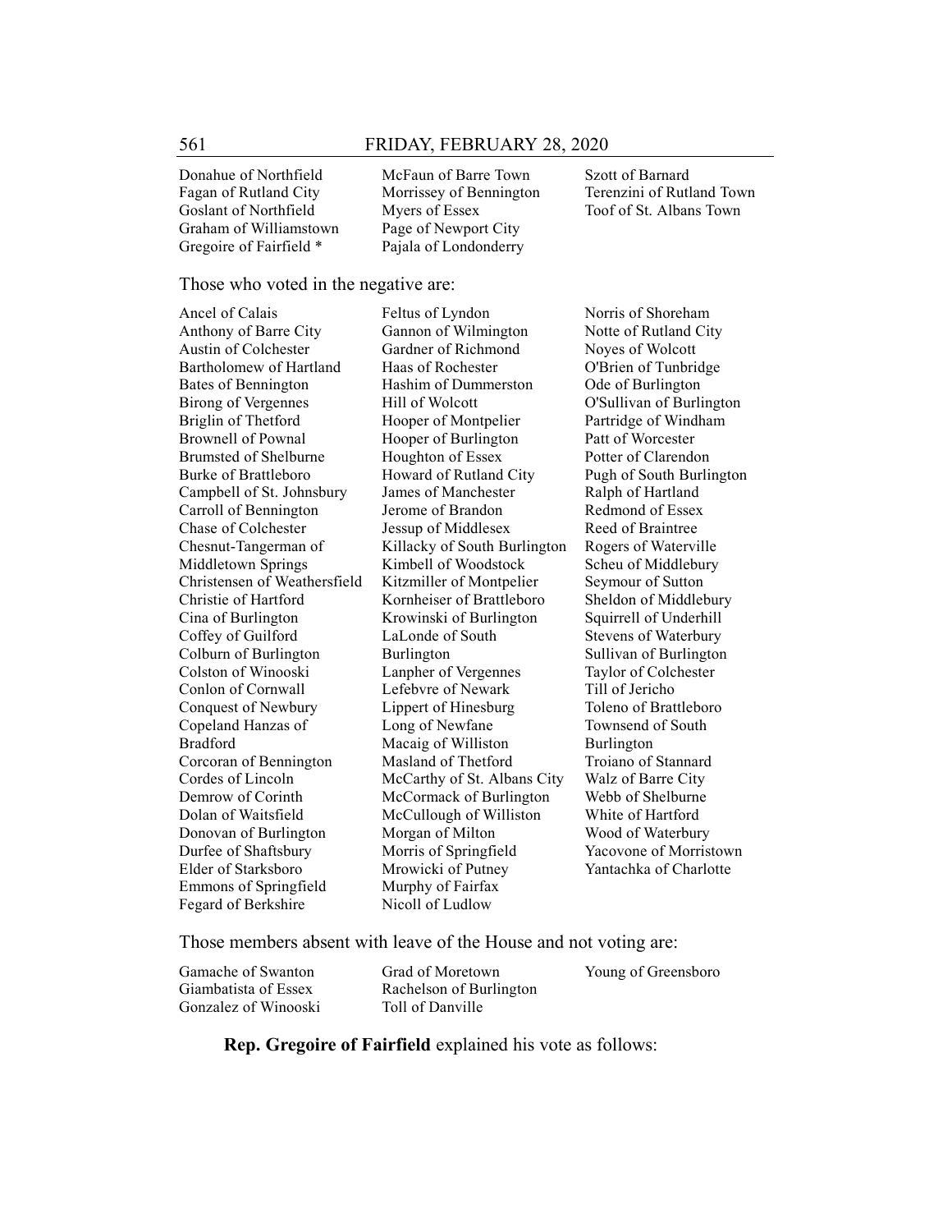Donahue of Northfield
Fagan of Rutland City
Goslant of Northfield
Graham of Williamstown
Gregoire of Fairfield *
McFaun of Barre Town
Morrissey of Bennington
Myers of Essex
Page of Newport City
Pajala of Londonderry
Szott of Barnard
Terenzini of Rutland Town
Toof of St. Albans Town

Those who voted in the negative are:

Ancel of Calais
Anthony of Barre City
Austin of Colchester
Bartholomew of Hartland
Bates of Bennington
Birong of Vergennes
Briglin of Thetford
Brownell of Pownal
Brumsted of Shelburne
Burke of Brattleboro
Campbell of St. Johnsbury
Carroll of Bennington
Chase of Colchester
Chesnut-Tangerman of Middletown Springs
Christensen of Weathersfield
Christie of Hartford
Cina of Burlington
Coffey of Guilford
Colburn of Burlington
Colston of Winooski
Conlon of Cornwall
Conquest of Newbury
Copeland Hanzas of Bradford
Corcoran of Bennington
Cordes of Lincoln
Demrow of Corinth
Dolan of Waitsfield
Donovan of Burlington
Durfee of Shaftsbury
Elder of Starksboro
Emmons of Springfield
Fegard of Berkshire
Feltus of Lyndon
Gannon of Wilmington
Gardner of Richmond
Haas of Rochester
Hashim of Dummerston
Hill of Wolcott
Hooper of Montpelier
Hooper of Burlington
Houghton of Essex
Howard of Rutland City
James of Manchester
Jerome of Brandon
Jessup of Middlesex
Killacky of South Burlington
Kimbell of Woodstock
Kitzmiller of Montpelier
Kornheiser of Brattleboro
Krowinski of Burlington
LaLonde of South Burlington
Lanpher of Vergennes
Lefebvre of Newark
Lippert of Hinesburg
Long of Newfane
Macaig of Williston
Masland of Thetford
McCarthy of St. Albans City
McCormack of Burlington
McCullough of Williston
Morgan of Milton
Morris of Springfield
Mrowicki of Putney
Murphy of Fairfax
Nicoll of Ludlow
Norris of Shoreham
Notte of Rutland City
Noyes of Wolcott
O'Brien of Tunbridge
Ode of Burlington
O'Sullivan of Burlington
Partridge of Windham
Patt of Worcester
Potter of Clarendon
Pugh of South Burlington
Ralph of Hartland
Redmond of Essex
Reed of Braintree
Rogers of Waterville
Scheu of Middlebury
Seymour of Sutton
Sheldon of Middlebury
Squirrell of Underhill
Stevens of Waterbury
Sullivan of Burlington
Taylor of Colchester
Till of Jericho
Toleno of Brattleboro
Townsend of South Burlington
Troiano of Stannard
Walz of Barre City
Webb of Shelburne
White of Hartford
Wood of Waterbury
Yacovone of Morristown
Yantachka of Charlotte

Those members absent with leave of the House and not voting are:

Gamache of Swanton
Giambatista of Essex
Gonzalez of Winooski
Grad of Moretown
Rachelson of Burlington
Toll of Danville
Young of Greensboro

**Rep. Gregoire of Fairfield** explained his vote as follows: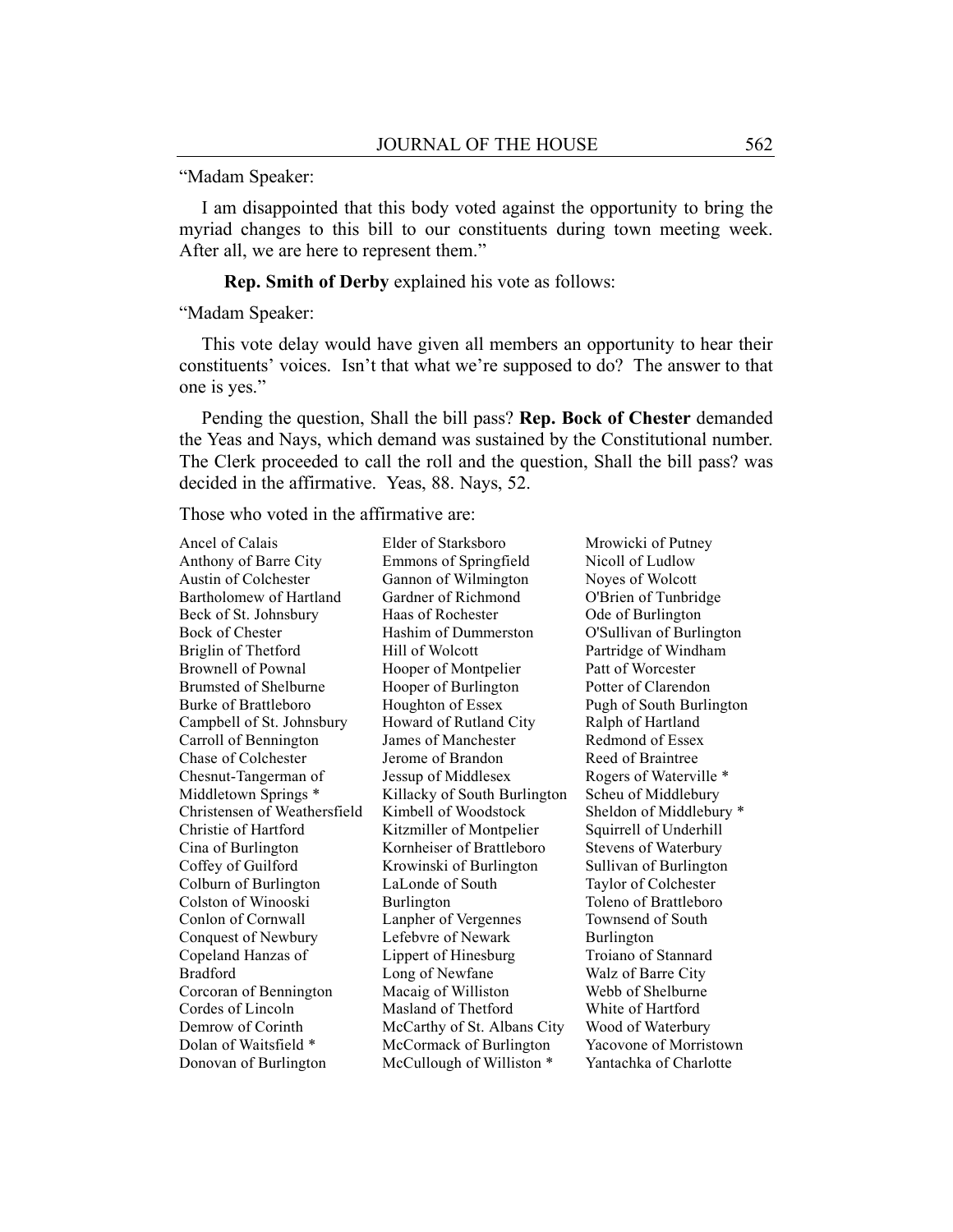"Madam Speaker:

I am disappointed that this body voted against the opportunity to bring the myriad changes to this bill to our constituents during town meeting week. After all, we are here to represent them."

**Rep. Smith of Derby** explained his vote as follows:

"Madam Speaker:

This vote delay would have given all members an opportunity to hear their constituents' voices. Isn't that what we're supposed to do? The answer to that one is yes."

Pending the question, Shall the bill pass? **Rep. Bock of Chester** demanded the Yeas and Nays, which demand was sustained by the Constitutional number. The Clerk proceeded to call the roll and the question, Shall the bill pass? was decided in the affirmative. Yeas, 88. Nays, 52.

Those who voted in the affirmative are:

Ancel of Calais
Anthony of Barre City
Austin of Colchester
Bartholomew of Hartland
Beck of St. Johnsbury
Bock of Chester
Briglin of Thetford
Brownell of Pownal
Brumsted of Shelburne
Burke of Brattleboro
Campbell of St. Johnsbury
Carroll of Bennington
Chase of Colchester
Chesnut-Tangerman of Middletown Springs *
Christensen of Weathersfield
Christie of Hartford
Cina of Burlington
Coffey of Guilford
Colburn of Burlington
Colston of Winooski
Conlon of Cornwall
Conquest of Newbury
Copeland Hanzas of Bradford
Corcoran of Bennington
Cordes of Lincoln
Demrow of Corinth
Dolan of Waitsfield *
Donovan of Burlington
Elder of Starksboro
Emmons of Springfield
Gannon of Wilmington
Gardner of Richmond
Haas of Rochester
Hashim of Dummerston
Hill of Wolcott
Hooper of Montpelier
Hooper of Burlington
Houghton of Essex
Howard of Rutland City
James of Manchester
Jerome of Brandon
Jessup of Middlesex
Killacky of South Burlington
Kimbell of Woodstock
Kitzmiller of Montpelier
Kornheiser of Brattleboro
Krowinski of Burlington
LaLonde of South Burlington
Lanpher of Vergennes
Lefebvre of Newark
Lippert of Hinesburg
Long of Newfane
Macaig of Williston
Masland of Thetford
McCarthy of St. Albans City
McCormack of Burlington
McCullough of Williston *
Mrowicki of Putney
Nicoll of Ludlow
Noyes of Wolcott
O'Brien of Tunbridge
Ode of Burlington
O'Sullivan of Burlington
Partridge of Windham
Patt of Worcester
Potter of Clarendon
Pugh of South Burlington
Ralph of Hartland
Redmond of Essex
Reed of Braintree
Rogers of Waterville *
Scheu of Middlebury
Sheldon of Middlebury *
Squirrell of Underhill
Stevens of Waterbury
Sullivan of Burlington
Taylor of Colchester
Toleno of Brattleboro
Townsend of South Burlington
Troiano of Stannard
Walz of Barre City
Webb of Shelburne
White of Hartford
Wood of Waterbury
Yacovone of Morristown
Yantachka of Charlotte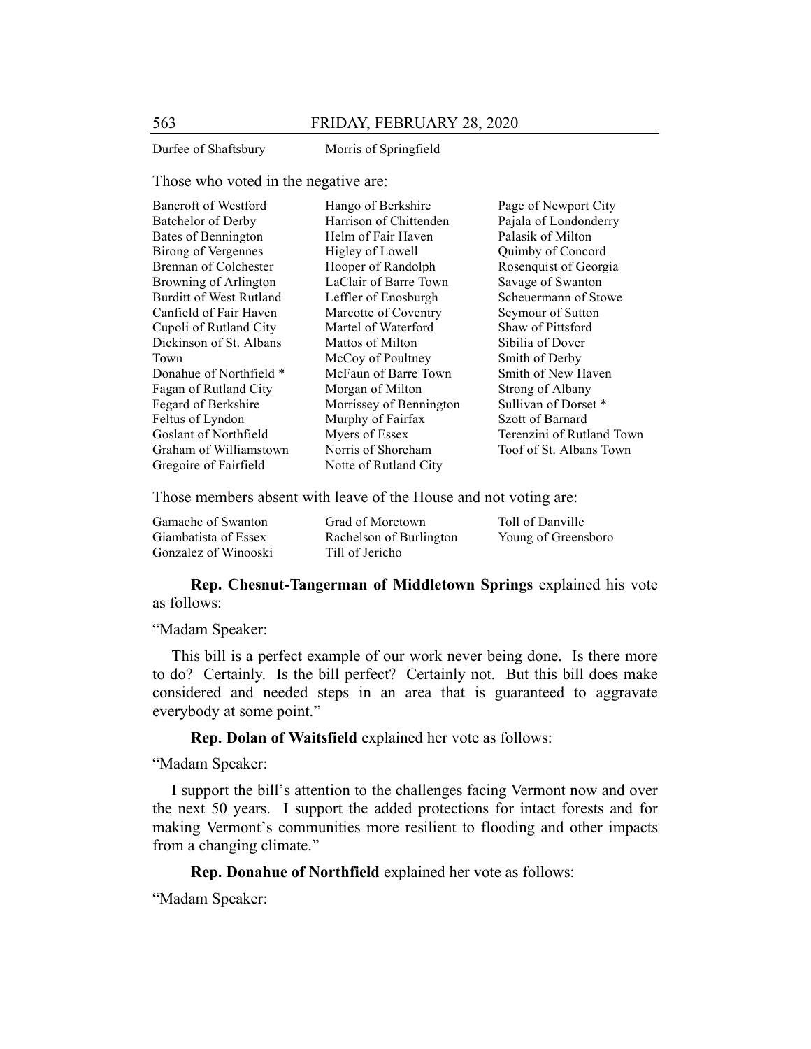Durfee of Shaftsbury
Morris of Springfield

Those who voted in the negative are:

Bancroft of Westford
Batchelor of Derby
Bates of Bennington
Birong of Vergennes
Brennan of Colchester
Browning of Arlington
Burditt of West Rutland
Canfield of Fair Haven
Cupoli of Rutland City
Dickinson of St. Albans Town
Donahue of Northfield *
Fagan of Rutland City
Fegard of Berkshire
Feltus of Lyndon
Goslant of Northfield
Graham of Williamstown
Gregoire of Fairfield
Hango of Berkshire
Harrison of Chittenden
Helm of Fair Haven
Higley of Lowell
Hooper of Randolph
LaClair of Barre Town
Leffler of Enosburgh
Marcotte of Coventry
Martel of Waterford
Mattos of Milton
McCoy of Poultney
McFaun of Barre Town
Morgan of Milton
Morrissey of Bennington
Murphy of Fairfax
Myers of Essex
Norris of Shoreham
Notte of Rutland City
Page of Newport City
Pajala of Londonderry
Palasik of Milton
Quimby of Concord
Rosenquist of Georgia
Savage of Swanton
Scheuermann of Stowe
Seymour of Sutton
Shaw of Pittsford
Sibilia of Dover
Smith of Derby
Smith of New Haven
Strong of Albany
Sullivan of Dorset *
Szott of Barnard
Terenzini of Rutland Town
Toof of St. Albans Town

Those members absent with leave of the House and not voting are:

Gamache of Swanton
Giambatista of Essex
Gonzalez of Winooski
Grad of Moretown
Rachelson of Burlington
Till of Jericho
Toll of Danville
Young of Greensboro

**Rep. Chesnut-Tangerman of Middletown Springs** explained his vote as follows:

"Madam Speaker:

This bill is a perfect example of our work never being done. Is there more to do? Certainly. Is the bill perfect? Certainly not. But this bill does make considered and needed steps in an area that is guaranteed to aggravate everybody at some point."

**Rep. Dolan of Waitsfield** explained her vote as follows:

"Madam Speaker:

I support the bill's attention to the challenges facing Vermont now and over the next 50 years. I support the added protections for intact forests and for making Vermont's communities more resilient to flooding and other impacts from a changing climate."

**Rep. Donahue of Northfield** explained her vote as follows:

"Madam Speaker: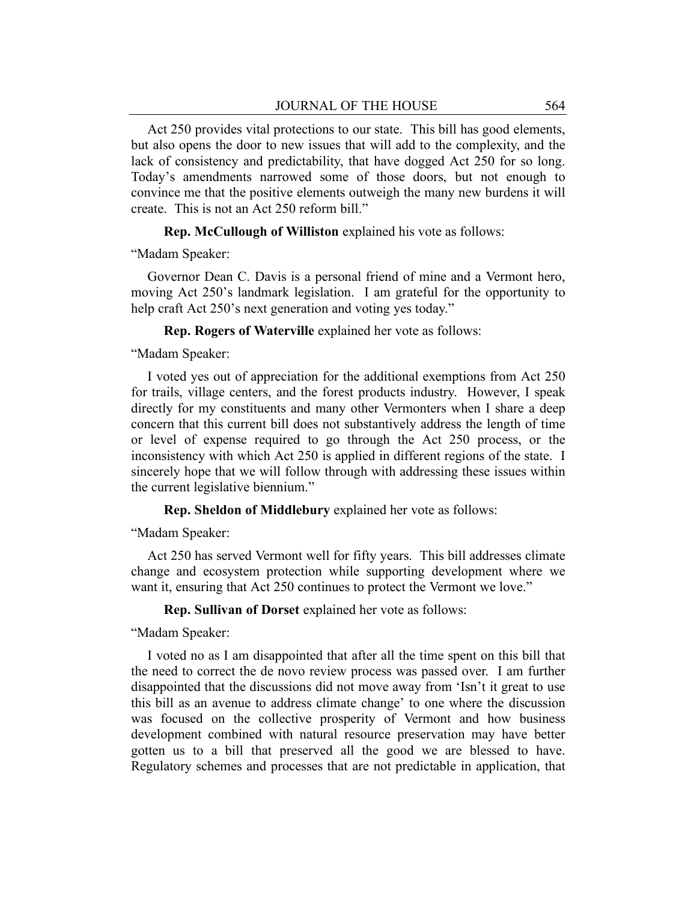Act 250 provides vital protections to our state. This bill has good elements, but also opens the door to new issues that will add to the complexity, and the lack of consistency and predictability, that have dogged Act 250 for so long. Today's amendments narrowed some of those doors, but not enough to convince me that the positive elements outweigh the many new burdens it will create. This is not an Act 250 reform bill."

**Rep. McCullough of Williston** explained his vote as follows:

"Madam Speaker:

Governor Dean C. Davis is a personal friend of mine and a Vermont hero, moving Act 250's landmark legislation. I am grateful for the opportunity to help craft Act 250's next generation and voting yes today."

**Rep. Rogers of Waterville** explained her vote as follows:

"Madam Speaker:

I voted yes out of appreciation for the additional exemptions from Act 250 for trails, village centers, and the forest products industry. However, I speak directly for my constituents and many other Vermonters when I share a deep concern that this current bill does not substantively address the length of time or level of expense required to go through the Act 250 process, or the inconsistency with which Act 250 is applied in different regions of the state. I sincerely hope that we will follow through with addressing these issues within the current legislative biennium."

**Rep. Sheldon of Middlebury** explained her vote as follows:

"Madam Speaker:

Act 250 has served Vermont well for fifty years. This bill addresses climate change and ecosystem protection while supporting development where we want it, ensuring that Act 250 continues to protect the Vermont we love."

**Rep. Sullivan of Dorset** explained her vote as follows:

"Madam Speaker:

I voted no as I am disappointed that after all the time spent on this bill that the need to correct the de novo review process was passed over. I am further disappointed that the discussions did not move away from 'Isn't it great to use this bill as an avenue to address climate change' to one where the discussion was focused on the collective prosperity of Vermont and how business development combined with natural resource preservation may have better gotten us to a bill that preserved all the good we are blessed to have. Regulatory schemes and processes that are not predictable in application, that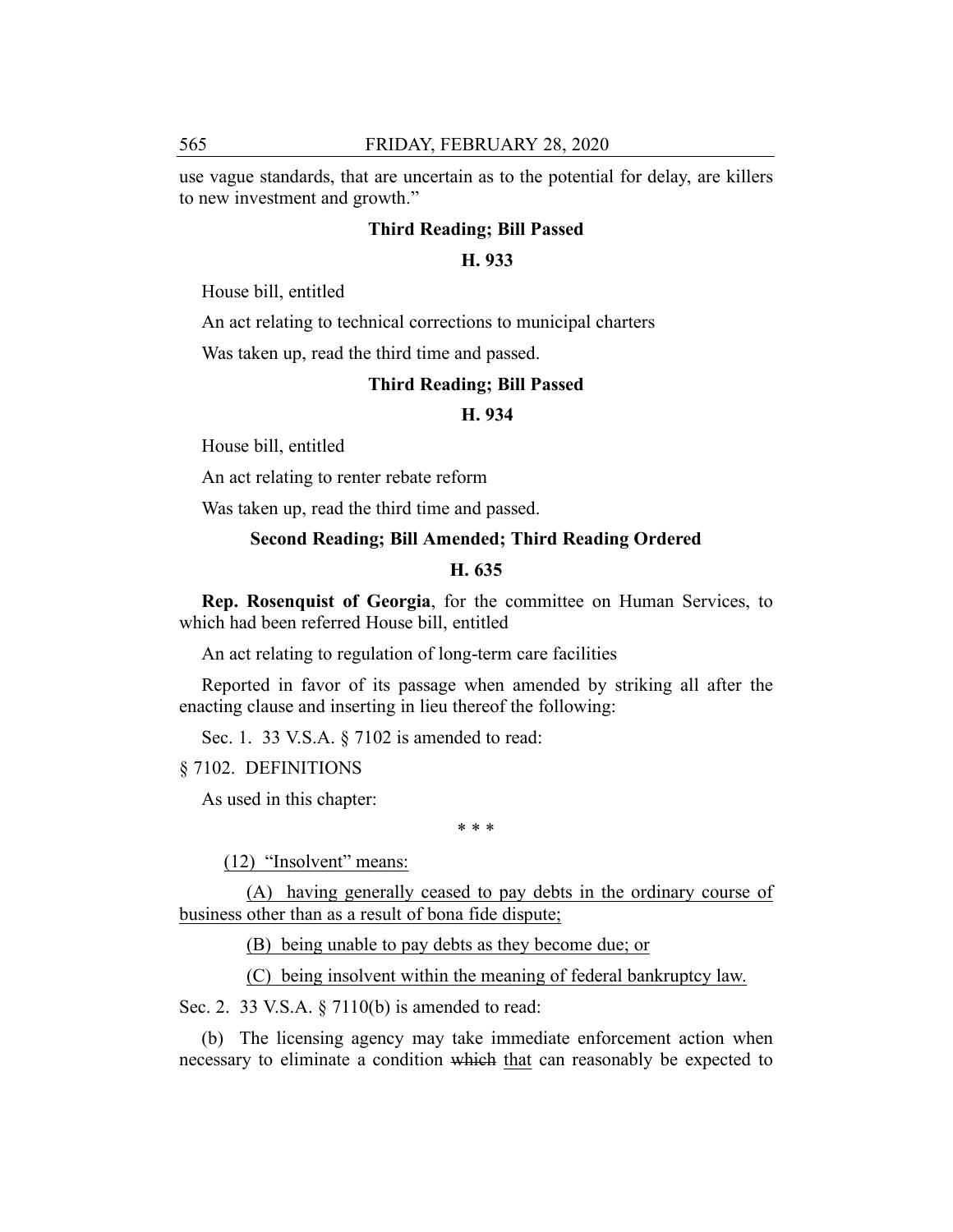use vague standards, that are uncertain as to the potential for delay, are killers to new investment and growth."

**Third Reading; Bill Passed**

**H. 933**

House bill, entitled

An act relating to technical corrections to municipal charters

Was taken up, read the third time and passed.

**Third Reading; Bill Passed**

**H. 934**

House bill, entitled

An act relating to renter rebate reform

Was taken up, read the third time and passed.

**Second Reading; Bill Amended; Third Reading Ordered**

**H. 635**

**Rep. Rosenquist of Georgia**, for the committee on Human Services, to which had been referred House bill, entitled

An act relating to regulation of long-term care facilities

Reported in favor of its passage when amended by striking all after the enacting clause and inserting in lieu thereof the following:

Sec. 1. 33 V.S.A. § 7102 is amended to read:

§ 7102. DEFINITIONS

As used in this chapter:

\* \* \*

<u>(12) "Insolvent" means:</u>

<u>(A) having generally ceased to pay debts in the ordinary course of business other than as a result of bona fide dispute;</u>

<u>(B) being unable to pay debts as they become due; or</u>

<u>(C) being insolvent within the meaning of federal bankruptcy law.</u>

Sec. 2. 33 V.S.A. § 7110(b) is amended to read:

(b) The licensing agency may take immediate enforcement action when necessary to eliminate a condition ~~which~~ <u>that</u> can reasonably be expected to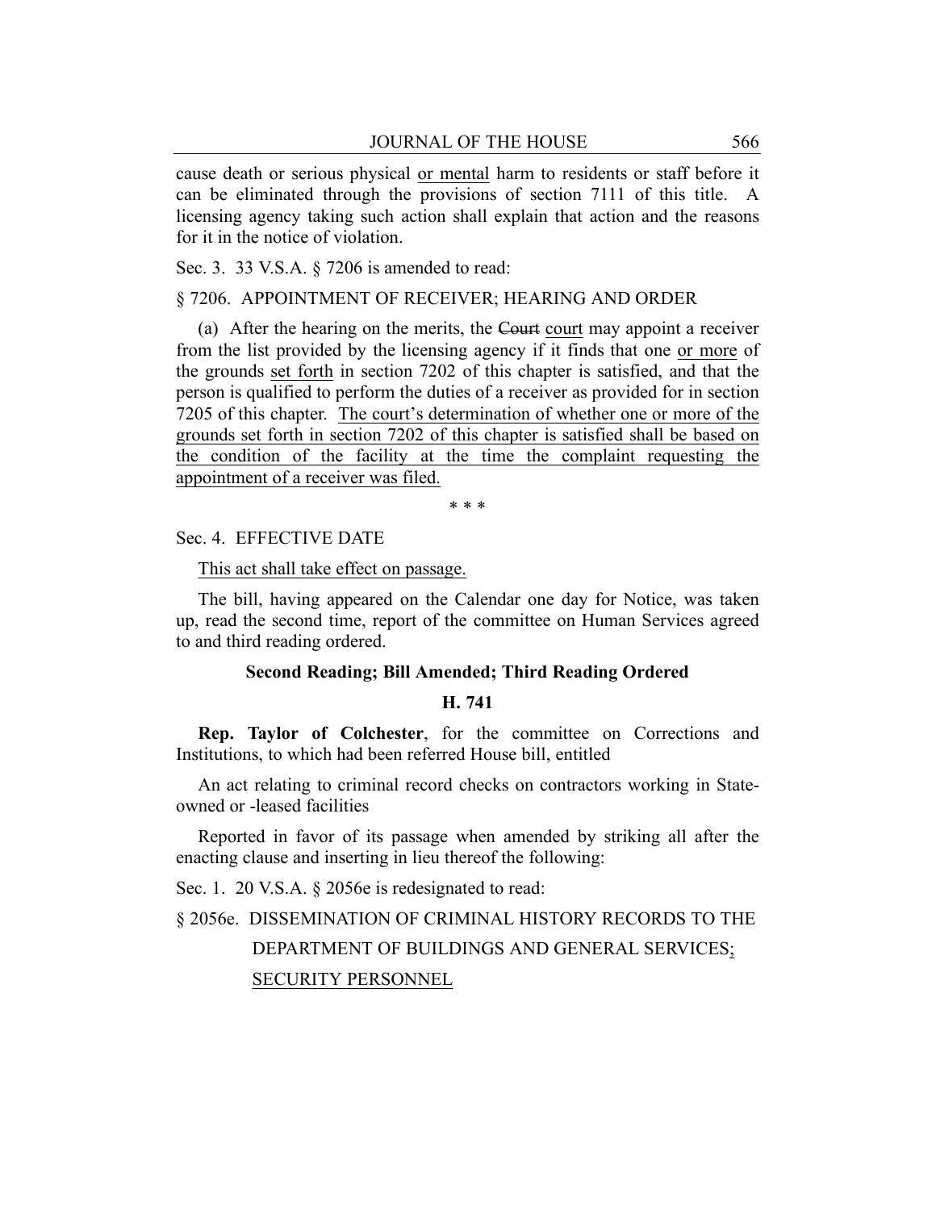cause death or serious physical <u>or mental</u> harm to residents or staff before it can be eliminated through the provisions of section 7111 of this title. A licensing agency taking such action shall explain that action and the reasons for it in the notice of violation.

Sec. 3. 33 V.S.A. § 7206 is amended to read:

§ 7206. APPOINTMENT OF RECEIVER; HEARING AND ORDER

(a) After the hearing on the merits, the ~~Court~~ <u>court</u> may appoint a receiver from the list provided by the licensing agency if it finds that one <u>or more</u> of the grounds <u>set forth</u> in section 7202 of this chapter is satisfied, and that the person is qualified to perform the duties of a receiver as provided for in section 7205 of this chapter. <u>The court's determination of whether one or more of the grounds set forth in section 7202 of this chapter is satisfied shall be based on the condition of the facility at the time the complaint requesting the appointment of a receiver was filed.</u>

\* \* \*

Sec. 4. EFFECTIVE DATE

<u>This act shall take effect on passage.</u>

The bill, having appeared on the Calendar one day for Notice, was taken up, read the second time, report of the committee on Human Services agreed to and third reading ordered.

**Second Reading; Bill Amended; Third Reading Ordered**

**H. 741**

**Rep. Taylor of Colchester**, for the committee on Corrections and Institutions, to which had been referred House bill, entitled

An act relating to criminal record checks on contractors working in State-owned or -leased facilities

Reported in favor of its passage when amended by striking all after the enacting clause and inserting in lieu thereof the following:

Sec. 1. 20 V.S.A. § 2056e is redesignated to read:

§ 2056e. DISSEMINATION OF CRIMINAL HISTORY RECORDS TO THE DEPARTMENT OF BUILDINGS AND GENERAL SERVICES<u>; SECURITY PERSONNEL</u>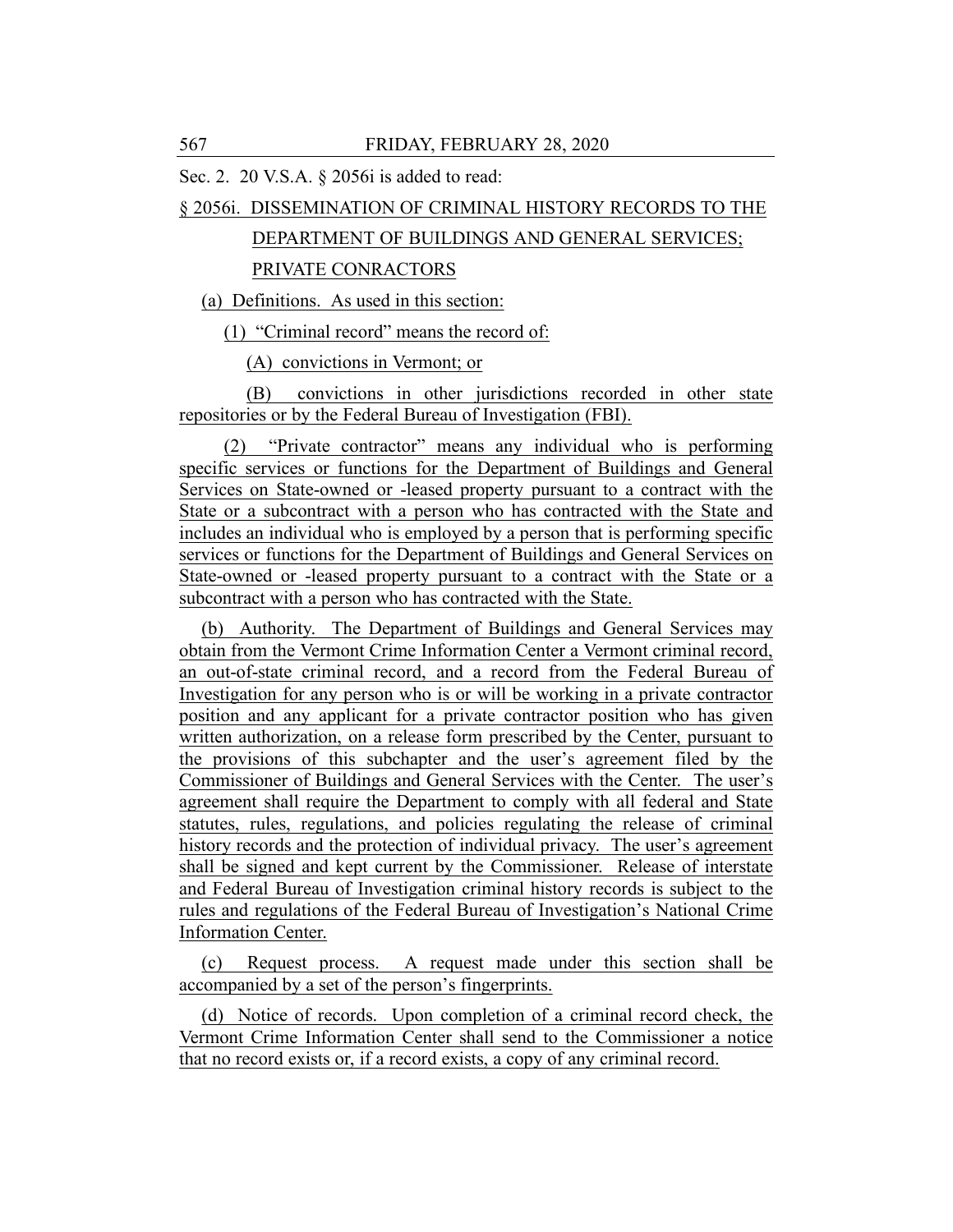Sec. 2. 20 V.S.A. § 2056i is added to read:

§ 2056i. DISSEMINATION OF CRIMINAL HISTORY RECORDS TO THE DEPARTMENT OF BUILDINGS AND GENERAL SERVICES; PRIVATE CONRACTORS

(a) Definitions. As used in this section:

(1) "Criminal record" means the record of:

(A) convictions in Vermont; or

(B) convictions in other jurisdictions recorded in other state repositories or by the Federal Bureau of Investigation (FBI).

(2) "Private contractor" means any individual who is performing specific services or functions for the Department of Buildings and General Services on State-owned or -leased property pursuant to a contract with the State or a subcontract with a person who has contracted with the State and includes an individual who is employed by a person that is performing specific services or functions for the Department of Buildings and General Services on State-owned or -leased property pursuant to a contract with the State or a subcontract with a person who has contracted with the State.

(b) Authority. The Department of Buildings and General Services may obtain from the Vermont Crime Information Center a Vermont criminal record, an out-of-state criminal record, and a record from the Federal Bureau of Investigation for any person who is or will be working in a private contractor position and any applicant for a private contractor position who has given written authorization, on a release form prescribed by the Center, pursuant to the provisions of this subchapter and the user's agreement filed by the Commissioner of Buildings and General Services with the Center. The user's agreement shall require the Department to comply with all federal and State statutes, rules, regulations, and policies regulating the release of criminal history records and the protection of individual privacy. The user's agreement shall be signed and kept current by the Commissioner. Release of interstate and Federal Bureau of Investigation criminal history records is subject to the rules and regulations of the Federal Bureau of Investigation's National Crime Information Center.

(c) Request process. A request made under this section shall be accompanied by a set of the person's fingerprints.

(d) Notice of records. Upon completion of a criminal record check, the Vermont Crime Information Center shall send to the Commissioner a notice that no record exists or, if a record exists, a copy of any criminal record.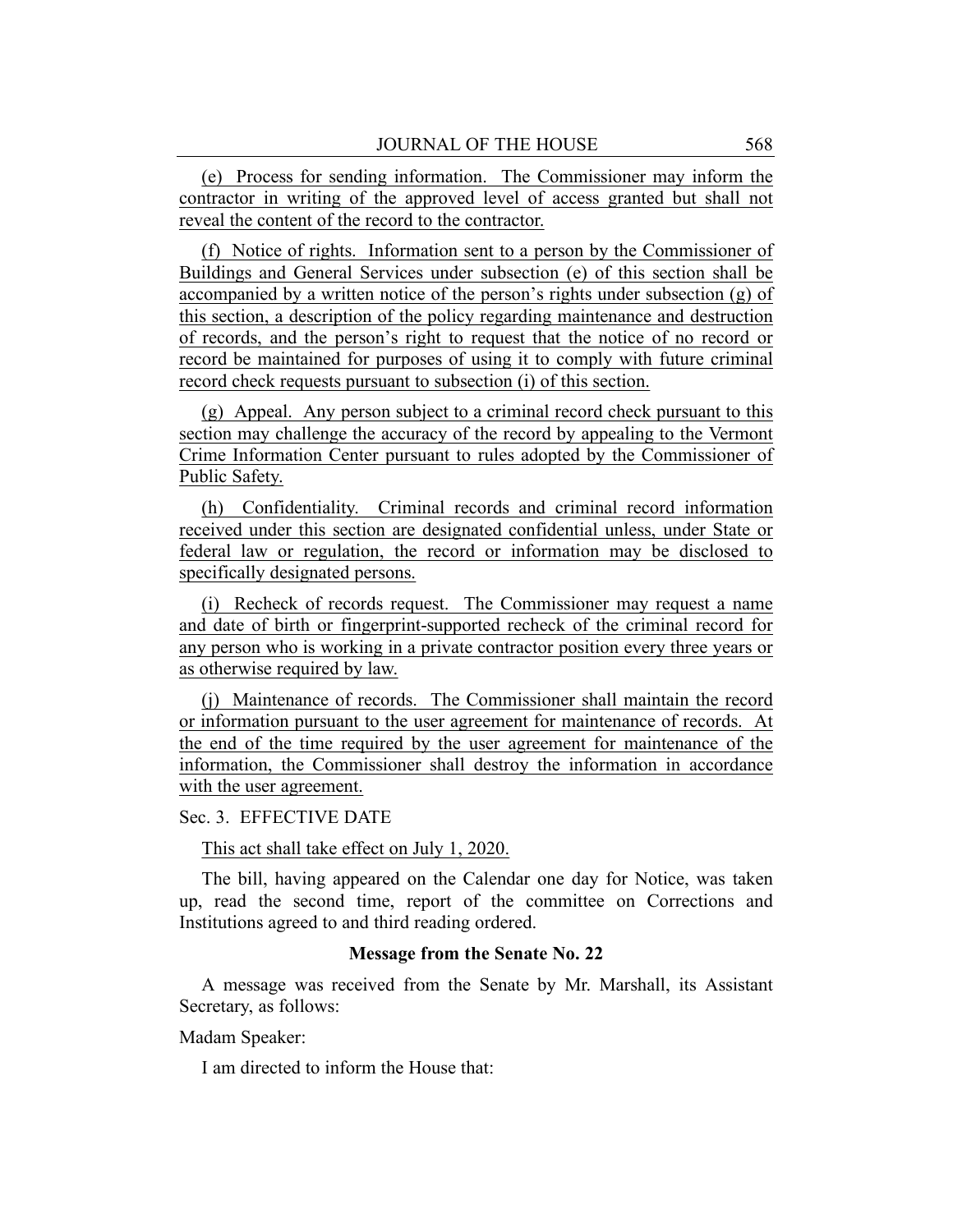(e) Process for sending information. The Commissioner may inform the contractor in writing of the approved level of access granted but shall not reveal the content of the record to the contractor.

(f) Notice of rights. Information sent to a person by the Commissioner of Buildings and General Services under subsection (e) of this section shall be accompanied by a written notice of the person's rights under subsection (g) of this section, a description of the policy regarding maintenance and destruction of records, and the person's right to request that the notice of no record or record be maintained for purposes of using it to comply with future criminal record check requests pursuant to subsection (i) of this section.

(g) Appeal. Any person subject to a criminal record check pursuant to this section may challenge the accuracy of the record by appealing to the Vermont Crime Information Center pursuant to rules adopted by the Commissioner of Public Safety.

(h) Confidentiality. Criminal records and criminal record information received under this section are designated confidential unless, under State or federal law or regulation, the record or information may be disclosed to specifically designated persons.

(i) Recheck of records request. The Commissioner may request a name and date of birth or fingerprint-supported recheck of the criminal record for any person who is working in a private contractor position every three years or as otherwise required by law.

(j) Maintenance of records. The Commissioner shall maintain the record or information pursuant to the user agreement for maintenance of records. At the end of the time required by the user agreement for maintenance of the information, the Commissioner shall destroy the information in accordance with the user agreement.

Sec. 3. EFFECTIVE DATE

This act shall take effect on July 1, 2020.

The bill, having appeared on the Calendar one day for Notice, was taken up, read the second time, report of the committee on Corrections and Institutions agreed to and third reading ordered.

### Message from the Senate No. 22

A message was received from the Senate by Mr. Marshall, its Assistant Secretary, as follows:

Madam Speaker:

I am directed to inform the House that: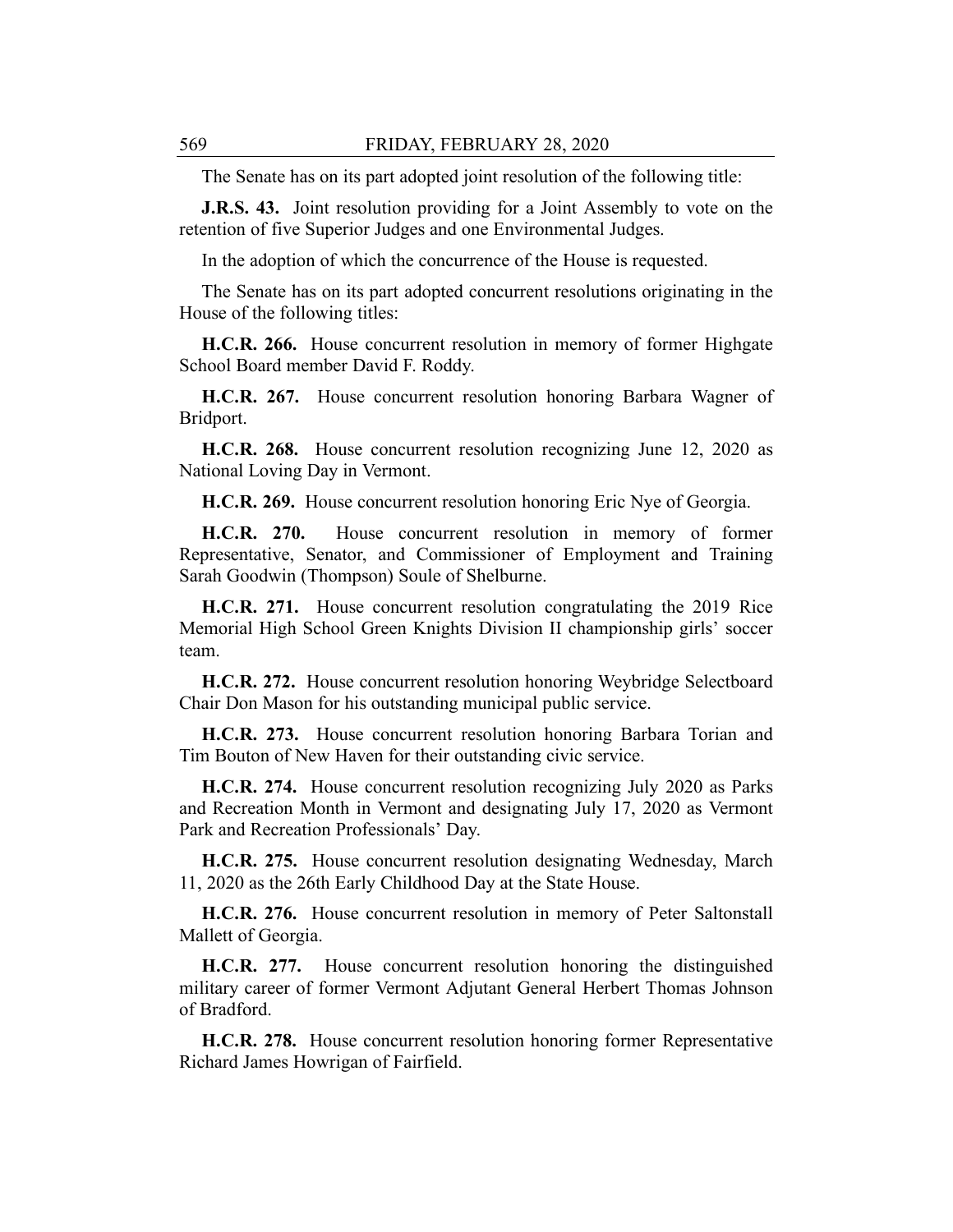The Senate has on its part adopted joint resolution of the following title:

**J.R.S. 43.** Joint resolution providing for a Joint Assembly to vote on the retention of five Superior Judges and one Environmental Judges.

In the adoption of which the concurrence of the House is requested.

The Senate has on its part adopted concurrent resolutions originating in the House of the following titles:

**H.C.R. 266.** House concurrent resolution in memory of former Highgate School Board member David F. Roddy.

**H.C.R. 267.** House concurrent resolution honoring Barbara Wagner of Bridport.

**H.C.R. 268.** House concurrent resolution recognizing June 12, 2020 as National Loving Day in Vermont.

**H.C.R. 269.** House concurrent resolution honoring Eric Nye of Georgia.

**H.C.R. 270.** House concurrent resolution in memory of former Representative, Senator, and Commissioner of Employment and Training Sarah Goodwin (Thompson) Soule of Shelburne.

**H.C.R. 271.** House concurrent resolution congratulating the 2019 Rice Memorial High School Green Knights Division II championship girls' soccer team.

**H.C.R. 272.** House concurrent resolution honoring Weybridge Selectboard Chair Don Mason for his outstanding municipal public service.

**H.C.R. 273.** House concurrent resolution honoring Barbara Torian and Tim Bouton of New Haven for their outstanding civic service.

**H.C.R. 274.** House concurrent resolution recognizing July 2020 as Parks and Recreation Month in Vermont and designating July 17, 2020 as Vermont Park and Recreation Professionals' Day.

**H.C.R. 275.** House concurrent resolution designating Wednesday, March 11, 2020 as the 26th Early Childhood Day at the State House.

**H.C.R. 276.** House concurrent resolution in memory of Peter Saltonstall Mallett of Georgia.

**H.C.R. 277.** House concurrent resolution honoring the distinguished military career of former Vermont Adjutant General Herbert Thomas Johnson of Bradford.

**H.C.R. 278.** House concurrent resolution honoring former Representative Richard James Howrigan of Fairfield.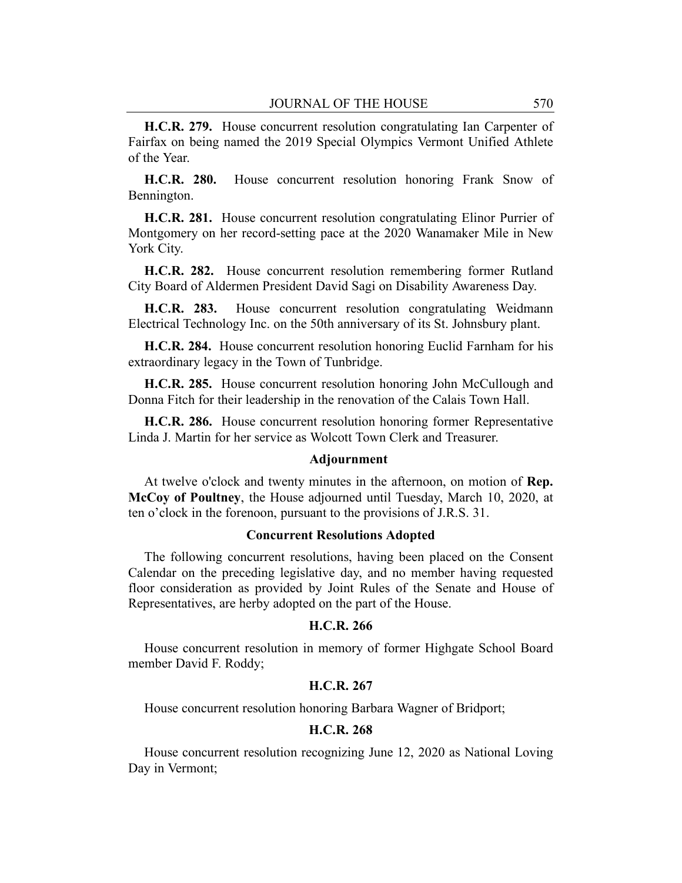**H.C.R. 279.** House concurrent resolution congratulating Ian Carpenter of Fairfax on being named the 2019 Special Olympics Vermont Unified Athlete of the Year.

**H.C.R. 280.** House concurrent resolution honoring Frank Snow of Bennington.

**H.C.R. 281.** House concurrent resolution congratulating Elinor Purrier of Montgomery on her record-setting pace at the 2020 Wanamaker Mile in New York City.

**H.C.R. 282.** House concurrent resolution remembering former Rutland City Board of Aldermen President David Sagi on Disability Awareness Day.

**H.C.R. 283.** House concurrent resolution congratulating Weidmann Electrical Technology Inc. on the 50th anniversary of its St. Johnsbury plant.

**H.C.R. 284.** House concurrent resolution honoring Euclid Farnham for his extraordinary legacy in the Town of Tunbridge.

**H.C.R. 285.** House concurrent resolution honoring John McCullough and Donna Fitch for their leadership in the renovation of the Calais Town Hall.

**H.C.R. 286.** House concurrent resolution honoring former Representative Linda J. Martin for her service as Wolcott Town Clerk and Treasurer.

### Adjournment

At twelve o'clock and twenty minutes in the afternoon, on motion of **Rep. McCoy of Poultney**, the House adjourned until Tuesday, March 10, 2020, at ten o'clock in the forenoon, pursuant to the provisions of J.R.S. 31.

### Concurrent Resolutions Adopted

The following concurrent resolutions, having been placed on the Consent Calendar on the preceding legislative day, and no member having requested floor consideration as provided by Joint Rules of the Senate and House of Representatives, are herby adopted on the part of the House.

**H.C.R. 266**

House concurrent resolution in memory of former Highgate School Board member David F. Roddy;

**H.C.R. 267**

House concurrent resolution honoring Barbara Wagner of Bridport;

**H.C.R. 268**

House concurrent resolution recognizing June 12, 2020 as National Loving Day in Vermont;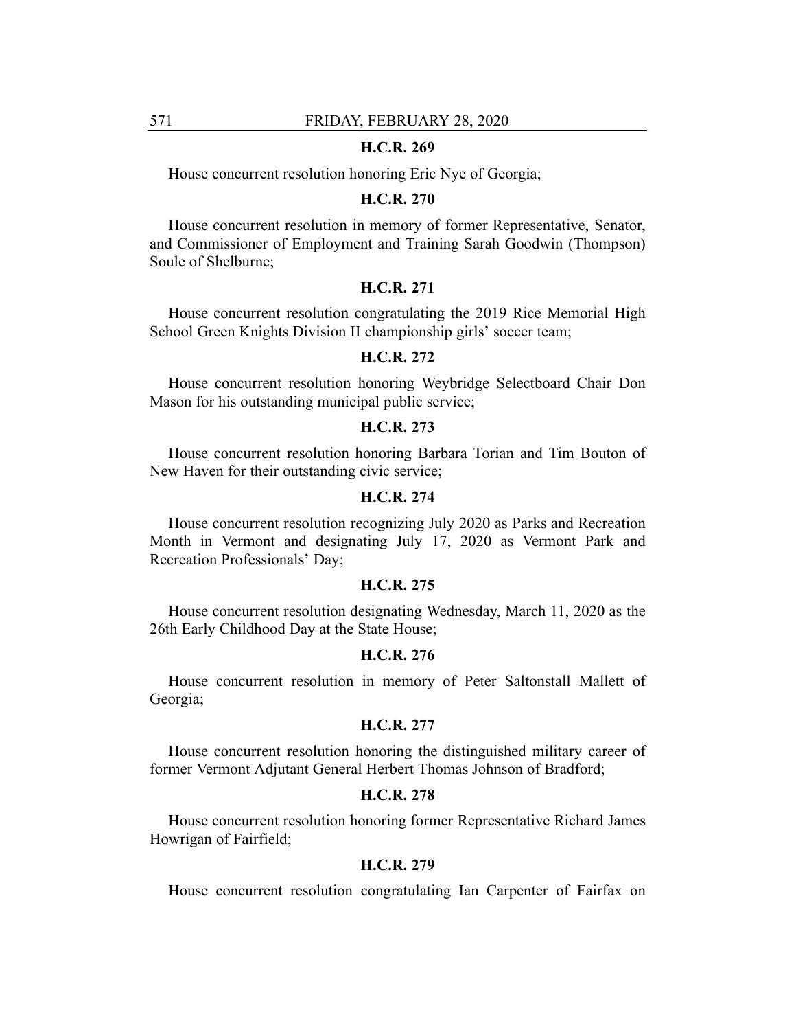**H.C.R. 269**

House concurrent resolution honoring Eric Nye of Georgia;

**H.C.R. 270**

House concurrent resolution in memory of former Representative, Senator, and Commissioner of Employment and Training Sarah Goodwin (Thompson) Soule of Shelburne;

**H.C.R. 271**

House concurrent resolution congratulating the 2019 Rice Memorial High School Green Knights Division II championship girls' soccer team;

**H.C.R. 272**

House concurrent resolution honoring Weybridge Selectboard Chair Don Mason for his outstanding municipal public service;

**H.C.R. 273**

House concurrent resolution honoring Barbara Torian and Tim Bouton of New Haven for their outstanding civic service;

**H.C.R. 274**

House concurrent resolution recognizing July 2020 as Parks and Recreation Month in Vermont and designating July 17, 2020 as Vermont Park and Recreation Professionals' Day;

**H.C.R. 275**

House concurrent resolution designating Wednesday, March 11, 2020 as the 26th Early Childhood Day at the State House;

**H.C.R. 276**

House concurrent resolution in memory of Peter Saltonstall Mallett of Georgia;

**H.C.R. 277**

House concurrent resolution honoring the distinguished military career of former Vermont Adjutant General Herbert Thomas Johnson of Bradford;

**H.C.R. 278**

House concurrent resolution honoring former Representative Richard James Howrigan of Fairfield;

**H.C.R. 279**

House concurrent resolution congratulating Ian Carpenter of Fairfax on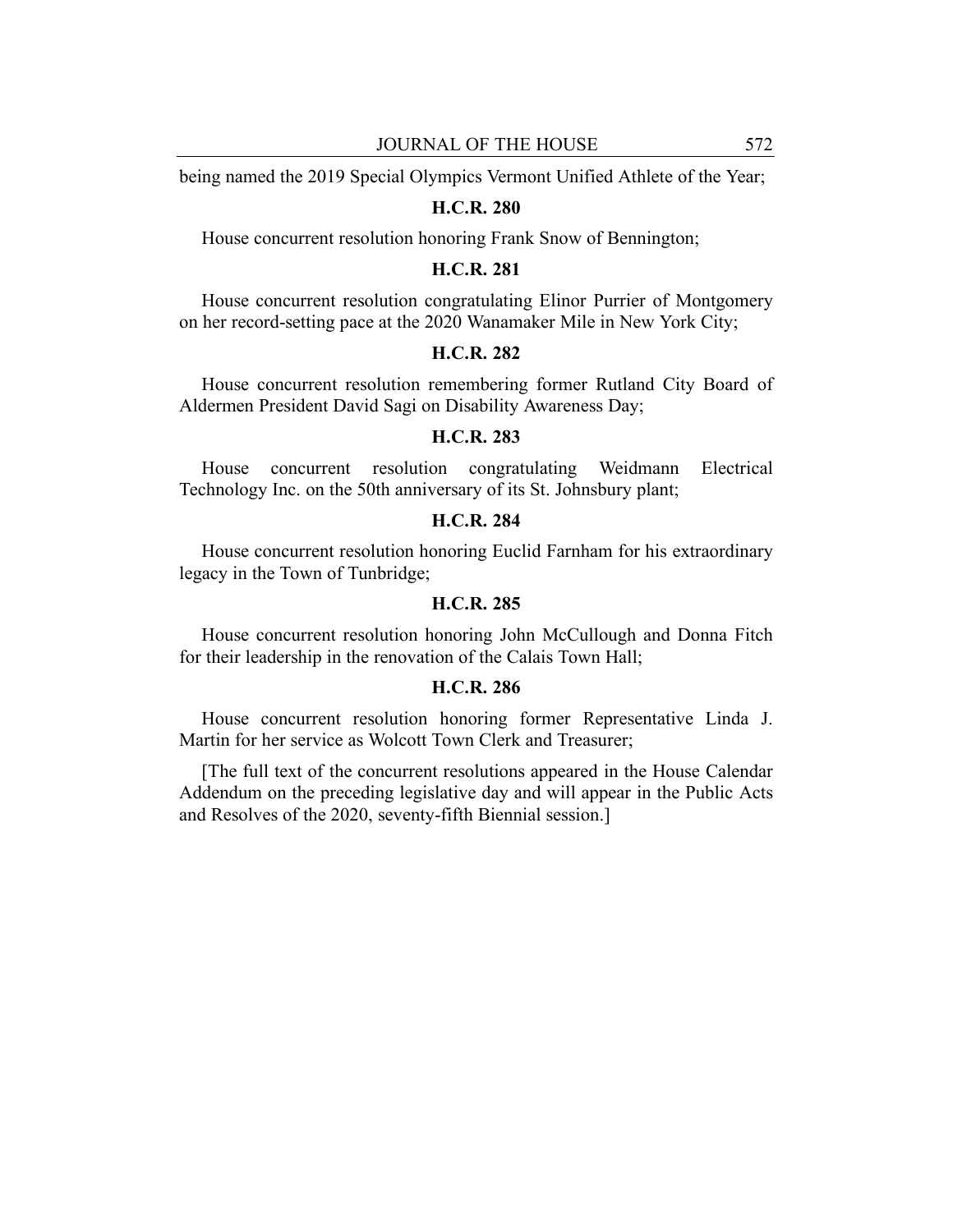being named the 2019 Special Olympics Vermont Unified Athlete of the Year;

**H.C.R. 280**

House concurrent resolution honoring Frank Snow of Bennington;

**H.C.R. 281**

House concurrent resolution congratulating Elinor Purrier of Montgomery on her record-setting pace at the 2020 Wanamaker Mile in New York City;

**H.C.R. 282**

House concurrent resolution remembering former Rutland City Board of Aldermen President David Sagi on Disability Awareness Day;

**H.C.R. 283**

House concurrent resolution congratulating Weidmann Electrical Technology Inc. on the 50th anniversary of its St. Johnsbury plant;

**H.C.R. 284**

House concurrent resolution honoring Euclid Farnham for his extraordinary legacy in the Town of Tunbridge;

**H.C.R. 285**

House concurrent resolution honoring John McCullough and Donna Fitch for their leadership in the renovation of the Calais Town Hall;

**H.C.R. 286**

House concurrent resolution honoring former Representative Linda J. Martin for her service as Wolcott Town Clerk and Treasurer;

[The full text of the concurrent resolutions appeared in the House Calendar Addendum on the preceding legislative day and will appear in the Public Acts and Resolves of the 2020, seventy-fifth Biennial session.]